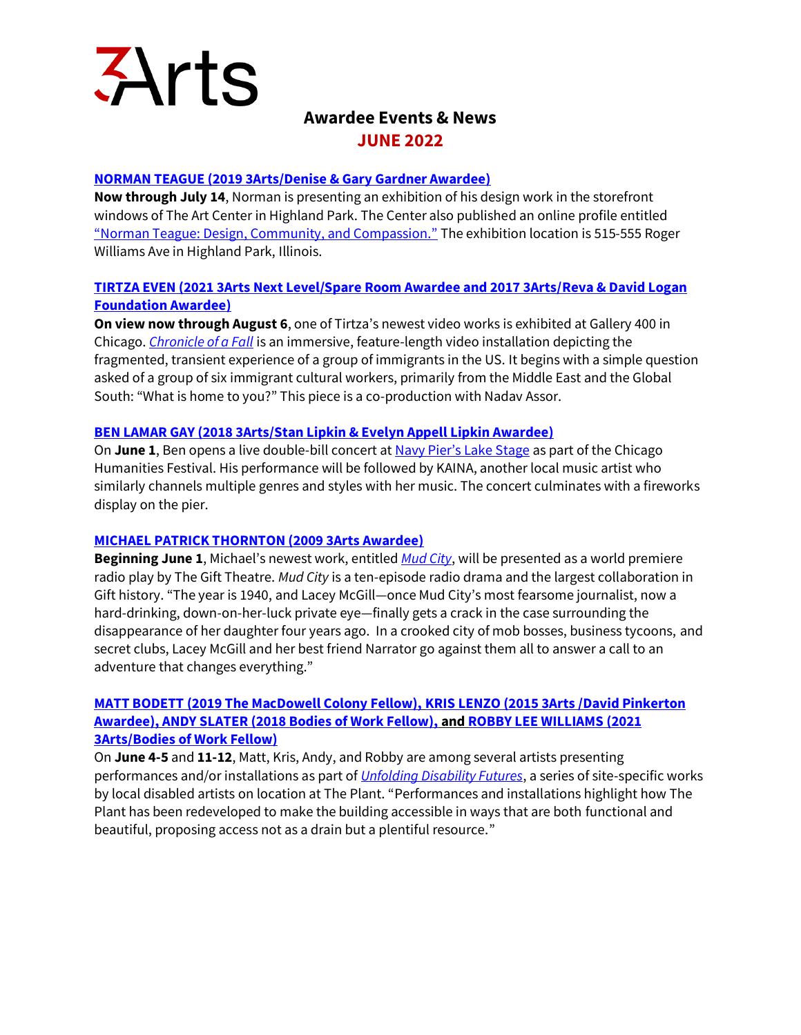# 3Arts

## Awardee Events & News
## JUNE 2022

### NORMAN TEAGUE (2019 3Arts/Denise & Gary Gardner Awardee)

**Now through July 14**, Norman is presenting an exhibition of his design work in the storefront windows of The Art Center in Highland Park. The Center also published an online profile entitled "Norman Teague: Design, Community, and Compassion." The exhibition location is 515-555 Roger Williams Ave in Highland Park, Illinois.

### TIRTZA EVEN (2021 3Arts Next Level/Spare Room Awardee and 2017 3Arts/Reva & David Logan Foundation Awardee)

**On view now through August 6**, one of Tirtza's newest video works is exhibited at Gallery 400 in Chicago. *Chronicle of a Fall* is an immersive, feature-length video installation depicting the fragmented, transient experience of a group of immigrants in the US. It begins with a simple question asked of a group of six immigrant cultural workers, primarily from the Middle East and the Global South: "What is home to you?" This piece is a co-production with Nadav Assor.

### BEN LAMAR GAY (2018 3Arts/Stan Lipkin & Evelyn Appell Lipkin Awardee)

On **June 1**, Ben opens a live double-bill concert at Navy Pier's Lake Stage as part of the Chicago Humanities Festival. His performance will be followed by KAINA, another local music artist who similarly channels multiple genres and styles with her music. The concert culminates with a fireworks display on the pier.

### MICHAEL PATRICK THORNTON (2009 3Arts Awardee)

**Beginning June 1**, Michael's newest work, entitled *Mud City*, will be presented as a world premiere radio play by The Gift Theatre. *Mud City* is a ten-episode radio drama and the largest collaboration in Gift history. "The year is 1940, and Lacey McGill—once Mud City's most fearsome journalist, now a hard-drinking, down-on-her-luck private eye—finally gets a crack in the case surrounding the disappearance of her daughter four years ago. In a crooked city of mob bosses, business tycoons, and secret clubs, Lacey McGill and her best friend Narrator go against them all to answer a call to an adventure that changes everything."

### MATT BODETT (2019 The MacDowell Colony Fellow), KRIS LENZO (2015 3Arts /David Pinkerton Awardee), ANDY SLATER (2018 Bodies of Work Fellow), and ROBBY LEE WILLIAMS (2021 3Arts/Bodies of Work Fellow)

On **June 4-5** and **11-12**, Matt, Kris, Andy, and Robby are among several artists presenting performances and/or installations as part of *Unfolding Disability Futures*, a series of site-specific works by local disabled artists on location at The Plant. "Performances and installations highlight how The Plant has been redeveloped to make the building accessible in ways that are both functional and beautiful, proposing access not as a drain but a plentiful resource."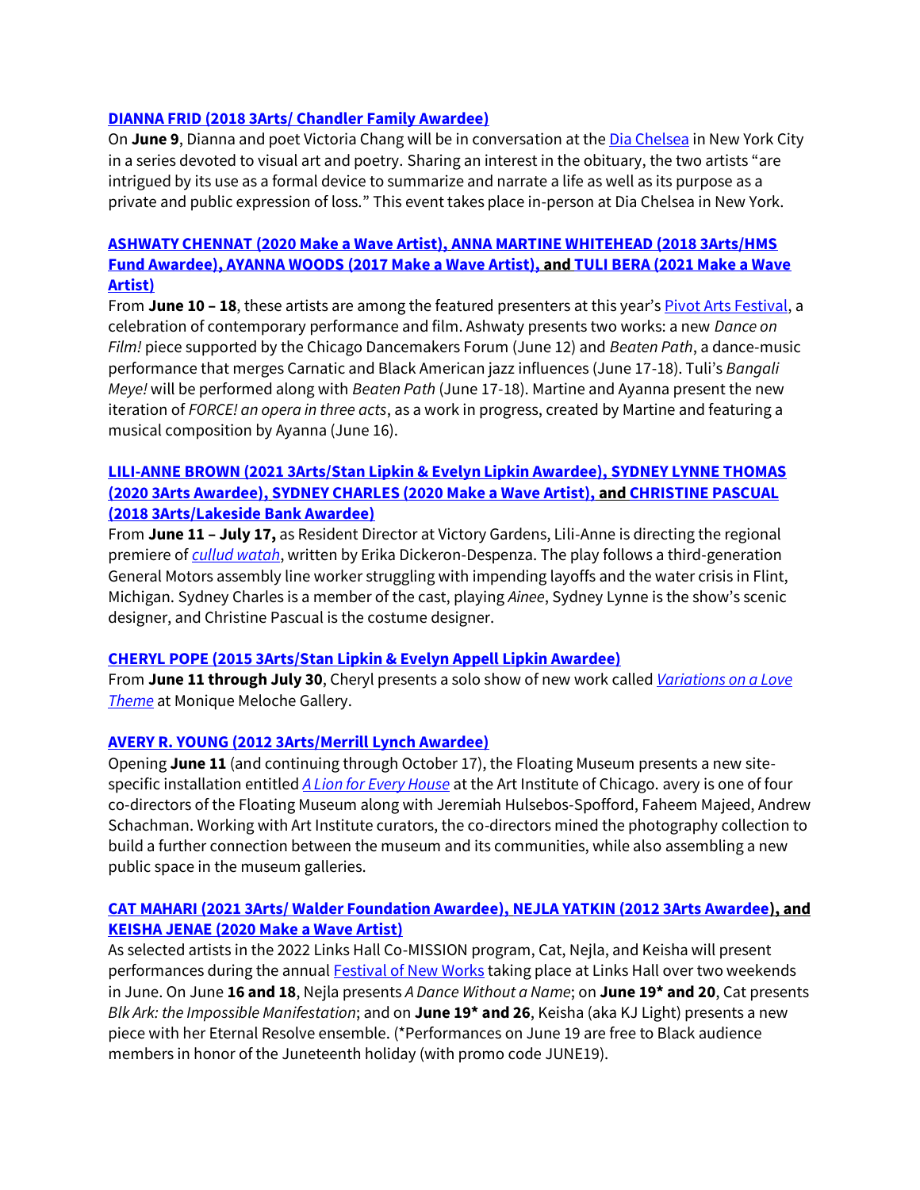**[DIANNA FRID (2018 3Arts/ Chandler Family Awardee)]()**

On **June 9**, Dianna and poet Victoria Chang will be in conversation at the [Dia Chelsea]() in New York City in a series devoted to visual art and poetry. Sharing an interest in the obituary, the two artists "are intrigued by its use as a formal device to summarize and narrate a life as well as its purpose as a private and public expression of loss." This event takes place in-person at Dia Chelsea in New York.

**[ASHWATY CHENNAT (2020 Make a Wave Artist)](), [ANNA MARTINE WHITEHEAD (2018 3Arts/HMS Fund Awardee)](), [AYANNA WOODS (2017 Make a Wave Artist)](), and [TULI BERA (2021 Make a Wave Artist)]()**

From **June 10 – 18**, these artists are among the featured presenters at this year's [Pivot Arts Festival](), a celebration of contemporary performance and film. Ashwaty presents two works: a new *Dance on Film!* piece supported by the Chicago Dancemakers Forum (June 12) and *Beaten Path*, a dance-music performance that merges Carnatic and Black American jazz influences (June 17-18). Tuli's *Bangali Meye!* will be performed along with *Beaten Path* (June 17-18). Martine and Ayanna present the new iteration of *FORCE! an opera in three acts*, as a work in progress, created by Martine and featuring a musical composition by Ayanna (June 16).

**[LILI-ANNE BROWN (2021 3Arts/Stan Lipkin & Evelyn Lipkin Awardee)](), [SYDNEY LYNNE THOMAS (2020 3Arts Awardee)](), [SYDNEY CHARLES (2020 Make a Wave Artist)](), and [CHRISTINE PASCUAL (2018 3Arts/Lakeside Bank Awardee)]()**

From **June 11 – July 17,** as Resident Director at Victory Gardens, Lili-Anne is directing the regional premiere of [*cullud watah*](), written by Erika Dickeron-Despenza. The play follows a third-generation General Motors assembly line worker struggling with impending layoffs and the water crisis in Flint, Michigan. Sydney Charles is a member of the cast, playing *Ainee*, Sydney Lynne is the show's scenic designer, and Christine Pascual is the costume designer.

**[CHERYL POPE (2015 3Arts/Stan Lipkin & Evelyn Appell Lipkin Awardee)]()**

From **June 11 through July 30**, Cheryl presents a solo show of new work called [*Variations on a Love Theme*]() at Monique Meloche Gallery.

**[AVERY R. YOUNG (2012 3Arts/Merrill Lynch Awardee)]()**

Opening **June 11** (and continuing through October 17), the Floating Museum presents a new site-specific installation entitled [*A Lion for Every House*]() at the Art Institute of Chicago. avery is one of four co-directors of the Floating Museum along with Jeremiah Hulsebos-Spofford, Faheem Majeed, Andrew Schachman. Working with Art Institute curators, the co-directors mined the photography collection to build a further connection between the museum and its communities, while also assembling a new public space in the museum galleries.

**[CAT MAHARI (2021 3Arts/ Walder Foundation Awardee)](), [NEJLA YATKIN (2012 3Arts Awardee)](), and [KEISHA JENAE (2020 Make a Wave Artist)]()**

As selected artists in the 2022 Links Hall Co-MISSION program, Cat, Nejla, and Keisha will present performances during the annual [Festival of New Works]() taking place at Links Hall over two weekends in June. On June **16 and 18**, Nejla presents *A Dance Without a Name*; on **June 19* and 20**, Cat presents *Blk Ark: the Impossible Manifestation*; and on **June 19* and 26**, Keisha (aka KJ Light) presents a new piece with her Eternal Resolve ensemble. (*Performances on June 19 are free to Black audience members in honor of the Juneteenth holiday (with promo code JUNE19).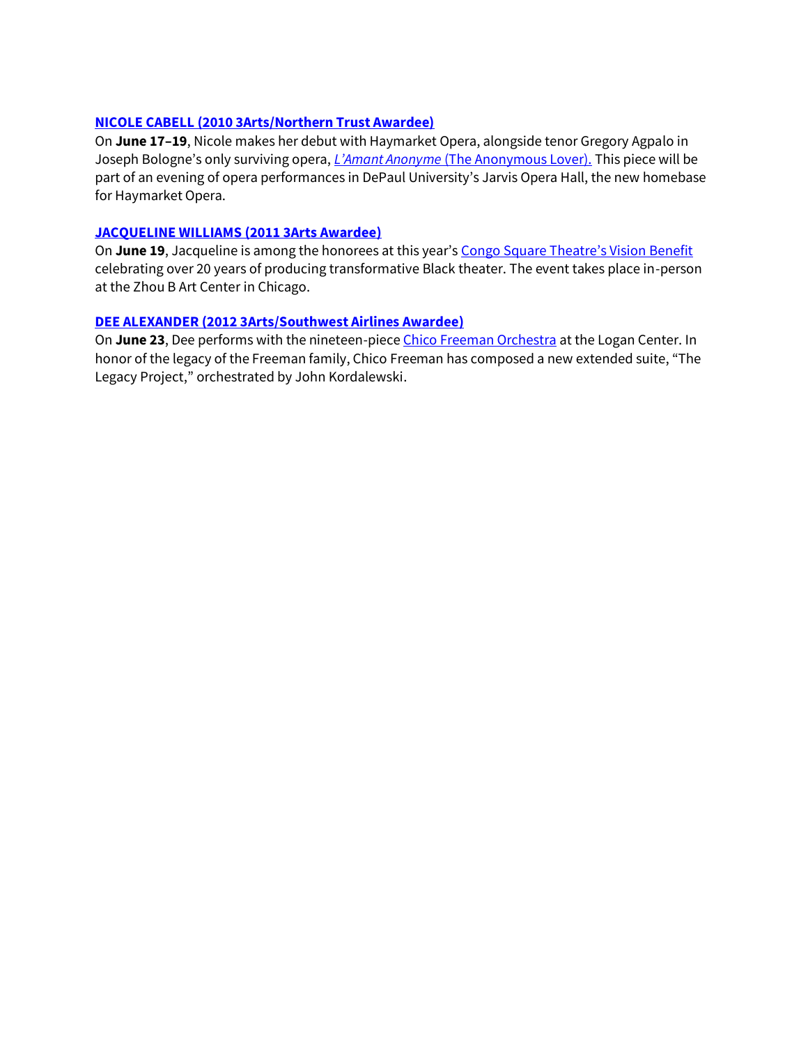**NICOLE CABELL (2010 3Arts/Northern Trust Awardee)**

On **June 17–19**, Nicole makes her debut with Haymarket Opera, alongside tenor Gregory Agpalo in Joseph Bologne's only surviving opera, *L'Amant Anonyme* (The Anonymous Lover). This piece will be part of an evening of opera performances in DePaul University's Jarvis Opera Hall, the new homebase for Haymarket Opera.

**JACQUELINE WILLIAMS (2011 3Arts Awardee)**

On **June 19**, Jacqueline is among the honorees at this year's Congo Square Theatre's Vision Benefit celebrating over 20 years of producing transformative Black theater. The event takes place in-person at the Zhou B Art Center in Chicago.

**DEE ALEXANDER (2012 3Arts/Southwest Airlines Awardee)**

On **June 23**, Dee performs with the nineteen-piece Chico Freeman Orchestra at the Logan Center. In honor of the legacy of the Freeman family, Chico Freeman has composed a new extended suite, "The Legacy Project," orchestrated by John Kordalewski.